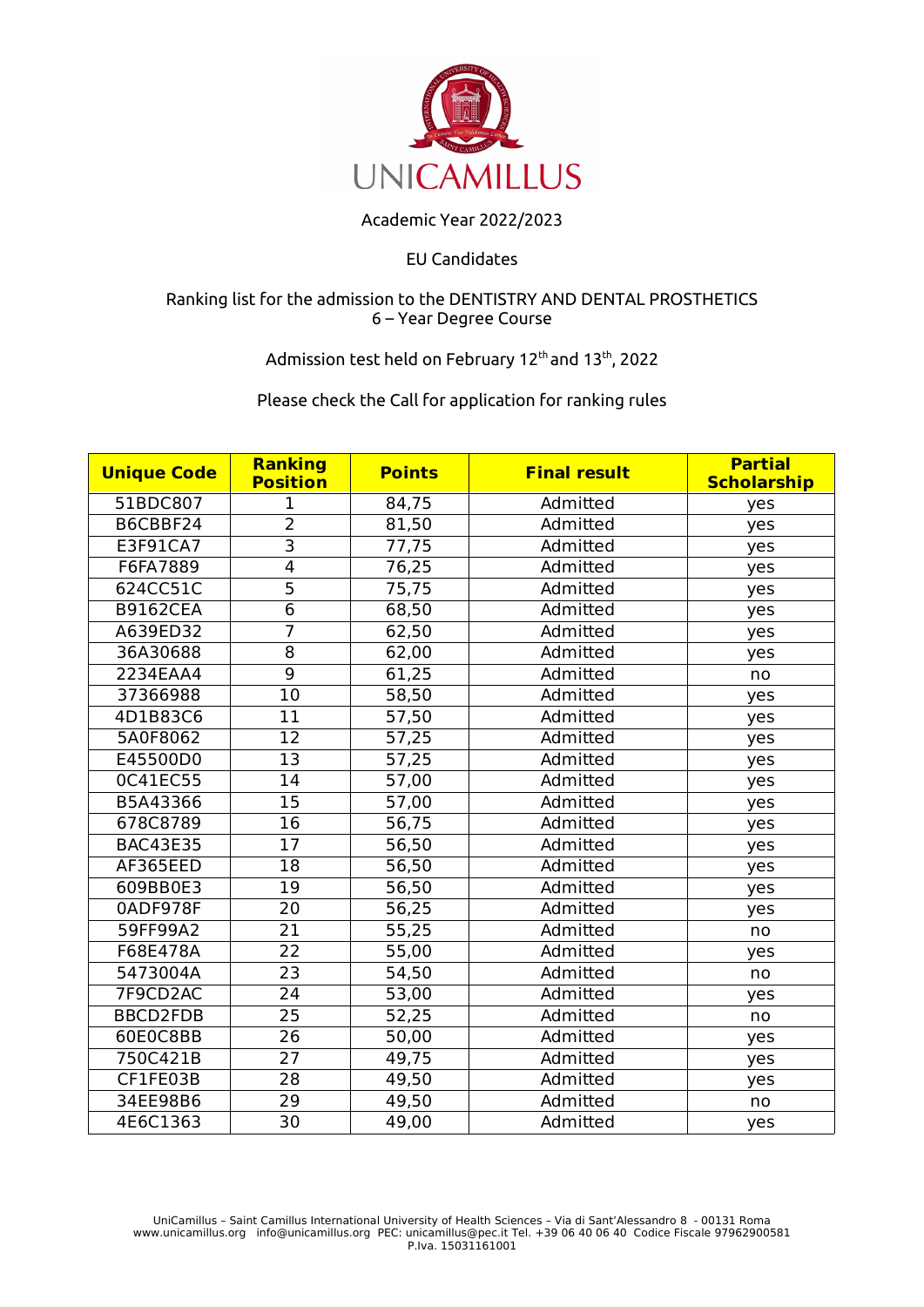UNICAMILLUS

Academic Year 2022/2023

EU Candidates

Ranking list for the admission to the DENTISTRY AND DENTAL PROSTHETICS
6 – Year Degree Course

Admission test held on February 12th and 13th, 2022

Please check the Call for application for ranking rules

| Unique Code | Ranking Position | Points | Final result | Partial Scholarship |
|---|---|---|---|---|
| 51BDC807 | 1 | 84,75 | Admitted | yes |
| B6CBBF24 | 2 | 81,50 | Admitted | yes |
| E3F91CA7 | 3 | 77,75 | Admitted | yes |
| F6FA7889 | 4 | 76,25 | Admitted | yes |
| 624CC51C | 5 | 75,75 | Admitted | yes |
| B9162CEA | 6 | 68,50 | Admitted | yes |
| A639ED32 | 7 | 62,50 | Admitted | yes |
| 36A30688 | 8 | 62,00 | Admitted | yes |
| 2234EAA4 | 9 | 61,25 | Admitted | no |
| 37366988 | 10 | 58,50 | Admitted | yes |
| 4D1B83C6 | 11 | 57,50 | Admitted | yes |
| 5A0F8062 | 12 | 57,25 | Admitted | yes |
| E45500D0 | 13 | 57,25 | Admitted | yes |
| 0C41EC55 | 14 | 57,00 | Admitted | yes |
| B5A43366 | 15 | 57,00 | Admitted | yes |
| 678C8789 | 16 | 56,75 | Admitted | yes |
| BAC43E35 | 17 | 56,50 | Admitted | yes |
| AF365EED | 18 | 56,50 | Admitted | yes |
| 609BB0E3 | 19 | 56,50 | Admitted | yes |
| 0ADF978F | 20 | 56,25 | Admitted | yes |
| 59FF99A2 | 21 | 55,25 | Admitted | no |
| F68E478A | 22 | 55,00 | Admitted | yes |
| 5473004A | 23 | 54,50 | Admitted | no |
| 7F9CD2AC | 24 | 53,00 | Admitted | yes |
| BBCD2FDB | 25 | 52,25 | Admitted | no |
| 60E0C8BB | 26 | 50,00 | Admitted | yes |
| 750C421B | 27 | 49,75 | Admitted | yes |
| CF1FE03B | 28 | 49,50 | Admitted | yes |
| 34EE98B6 | 29 | 49,50 | Admitted | no |
| 4E6C1363 | 30 | 49,00 | Admitted | yes |

UniCamillus – Saint Camillus International University of Health Sciences – Via di Sant'Alessandro 8 - 00131 Roma
www.unicamillus.org info@unicamillus.org PEC: unicamillus@pec.it Tel. +39 06 40 06 40 Codice Fiscale 97962900581
P.Iva. 15031161001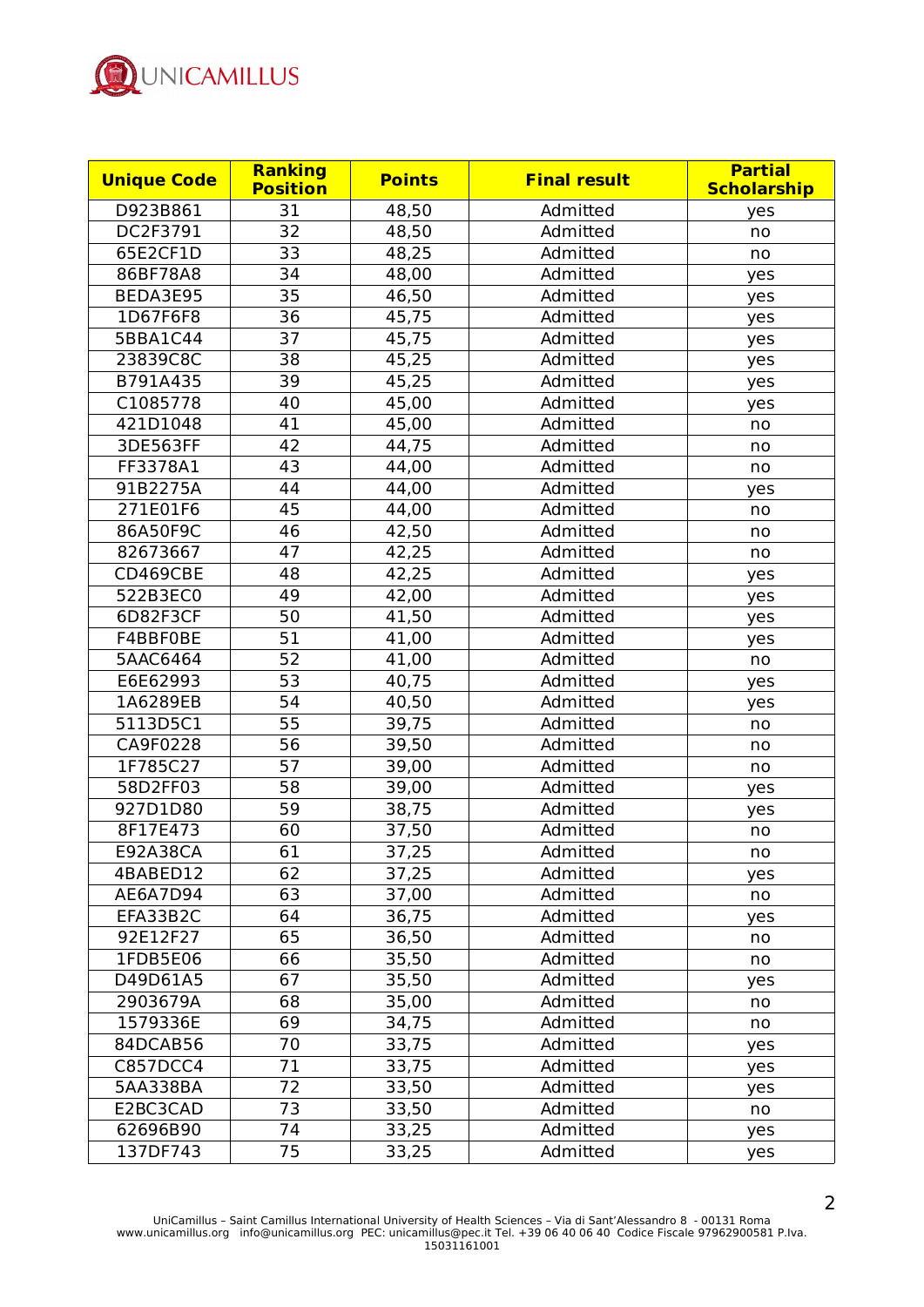| Unique Code | Ranking Position | Points | Final result | Partial Scholarship |
|---|---|---|---|---|
| D923B861 | 31 | 48,50 | Admitted | yes |
| DC2F3791 | 32 | 48,50 | Admitted | no |
| 65E2CF1D | 33 | 48,25 | Admitted | no |
| 86BF78A8 | 34 | 48,00 | Admitted | yes |
| BEDA3E95 | 35 | 46,50 | Admitted | yes |
| 1D67F6F8 | 36 | 45,75 | Admitted | yes |
| 5BBA1C44 | 37 | 45,75 | Admitted | yes |
| 23839C8C | 38 | 45,25 | Admitted | yes |
| B791A435 | 39 | 45,25 | Admitted | yes |
| C1085778 | 40 | 45,00 | Admitted | yes |
| 421D1048 | 41 | 45,00 | Admitted | no |
| 3DE563FF | 42 | 44,75 | Admitted | no |
| FF3378A1 | 43 | 44,00 | Admitted | no |
| 91B2275A | 44 | 44,00 | Admitted | yes |
| 271E01F6 | 45 | 44,00 | Admitted | no |
| 86A50F9C | 46 | 42,50 | Admitted | no |
| 82673667 | 47 | 42,25 | Admitted | no |
| CD469CBE | 48 | 42,25 | Admitted | yes |
| 522B3EC0 | 49 | 42,00 | Admitted | yes |
| 6D82F3CF | 50 | 41,50 | Admitted | yes |
| F4BBF0BE | 51 | 41,00 | Admitted | yes |
| 5AAC6464 | 52 | 41,00 | Admitted | no |
| E6E62993 | 53 | 40,75 | Admitted | yes |
| 1A6289EB | 54 | 40,50 | Admitted | yes |
| 5113D5C1 | 55 | 39,75 | Admitted | no |
| CA9F0228 | 56 | 39,50 | Admitted | no |
| 1F785C27 | 57 | 39,00 | Admitted | no |
| 58D2FF03 | 58 | 39,00 | Admitted | yes |
| 927D1D80 | 59 | 38,75 | Admitted | yes |
| 8F17E473 | 60 | 37,50 | Admitted | no |
| E92A38CA | 61 | 37,25 | Admitted | no |
| 4BABED12 | 62 | 37,25 | Admitted | yes |
| AE6A7D94 | 63 | 37,00 | Admitted | no |
| EFA33B2C | 64 | 36,75 | Admitted | yes |
| 92E12F27 | 65 | 36,50 | Admitted | no |
| 1FDB5E06 | 66 | 35,50 | Admitted | no |
| D49D61A5 | 67 | 35,50 | Admitted | yes |
| 2903679A | 68 | 35,00 | Admitted | no |
| 1579336E | 69 | 34,75 | Admitted | no |
| 84DCAB56 | 70 | 33,75 | Admitted | yes |
| C857DCC4 | 71 | 33,75 | Admitted | yes |
| 5AA338BA | 72 | 33,50 | Admitted | yes |
| E2BC3CAD | 73 | 33,50 | Admitted | no |
| 62696B90 | 74 | 33,25 | Admitted | yes |
| 137DF743 | 75 | 33,25 | Admitted | yes |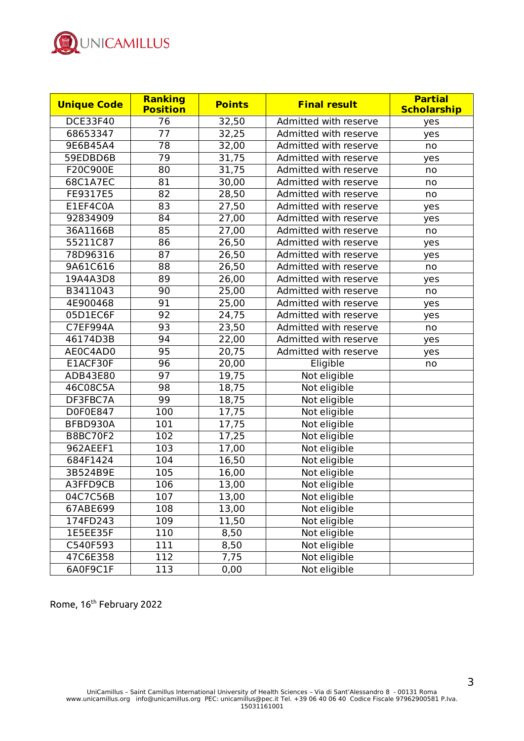| Unique Code | Ranking Position | Points | Final result | Partial Scholarship |
|---|---|---|---|---|
| DCE33F40 | 76 | 32,50 | Admitted with reserve | yes |
| 68653347 | 77 | 32,25 | Admitted with reserve | yes |
| 9E6B45A4 | 78 | 32,00 | Admitted with reserve | no |
| 59EDBD6B | 79 | 31,75 | Admitted with reserve | yes |
| F20C900E | 80 | 31,75 | Admitted with reserve | no |
| 68C1A7EC | 81 | 30,00 | Admitted with reserve | no |
| FE9317E5 | 82 | 28,50 | Admitted with reserve | no |
| E1EF4C0A | 83 | 27,50 | Admitted with reserve | yes |
| 92834909 | 84 | 27,00 | Admitted with reserve | yes |
| 36A1166B | 85 | 27,00 | Admitted with reserve | no |
| 55211C87 | 86 | 26,50 | Admitted with reserve | yes |
| 78D96316 | 87 | 26,50 | Admitted with reserve | yes |
| 9A61C616 | 88 | 26,50 | Admitted with reserve | no |
| 19A4A3D8 | 89 | 26,00 | Admitted with reserve | yes |
| B3411043 | 90 | 25,00 | Admitted with reserve | no |
| 4E900468 | 91 | 25,00 | Admitted with reserve | yes |
| 05D1EC6F | 92 | 24,75 | Admitted with reserve | yes |
| C7EF994A | 93 | 23,50 | Admitted with reserve | no |
| 46174D3B | 94 | 22,00 | Admitted with reserve | yes |
| AE0C4AD0 | 95 | 20,75 | Admitted with reserve | yes |
| E1ACF30F | 96 | 20,00 | Eligible | no |
| ADB43E80 | 97 | 19,75 | Not eligible | |
| 46C08C5A | 98 | 18,75 | Not eligible | |
| DF3FBC7A | 99 | 18,75 | Not eligible | |
| D0F0E847 | 100 | 17,75 | Not eligible | |
| BFBD930A | 101 | 17,75 | Not eligible | |
| B8BC70F2 | 102 | 17,25 | Not eligible | |
| 962AEEF1 | 103 | 17,00 | Not eligible | |
| 684F1424 | 104 | 16,50 | Not eligible | |
| 3B524B9E | 105 | 16,00 | Not eligible | |
| A3FFD9CB | 106 | 13,00 | Not eligible | |
| 04C7C56B | 107 | 13,00 | Not eligible | |
| 67ABE699 | 108 | 13,00 | Not eligible | |
| 174FD243 | 109 | 11,50 | Not eligible | |
| 1E5EE35F | 110 | 8,50 | Not eligible | |
| C540F593 | 111 | 8,50 | Not eligible | |
| 47C6E358 | 112 | 7,75 | Not eligible | |
| 6A0F9C1F | 113 | 0,00 | Not eligible | |

Rome, 16th February 2022